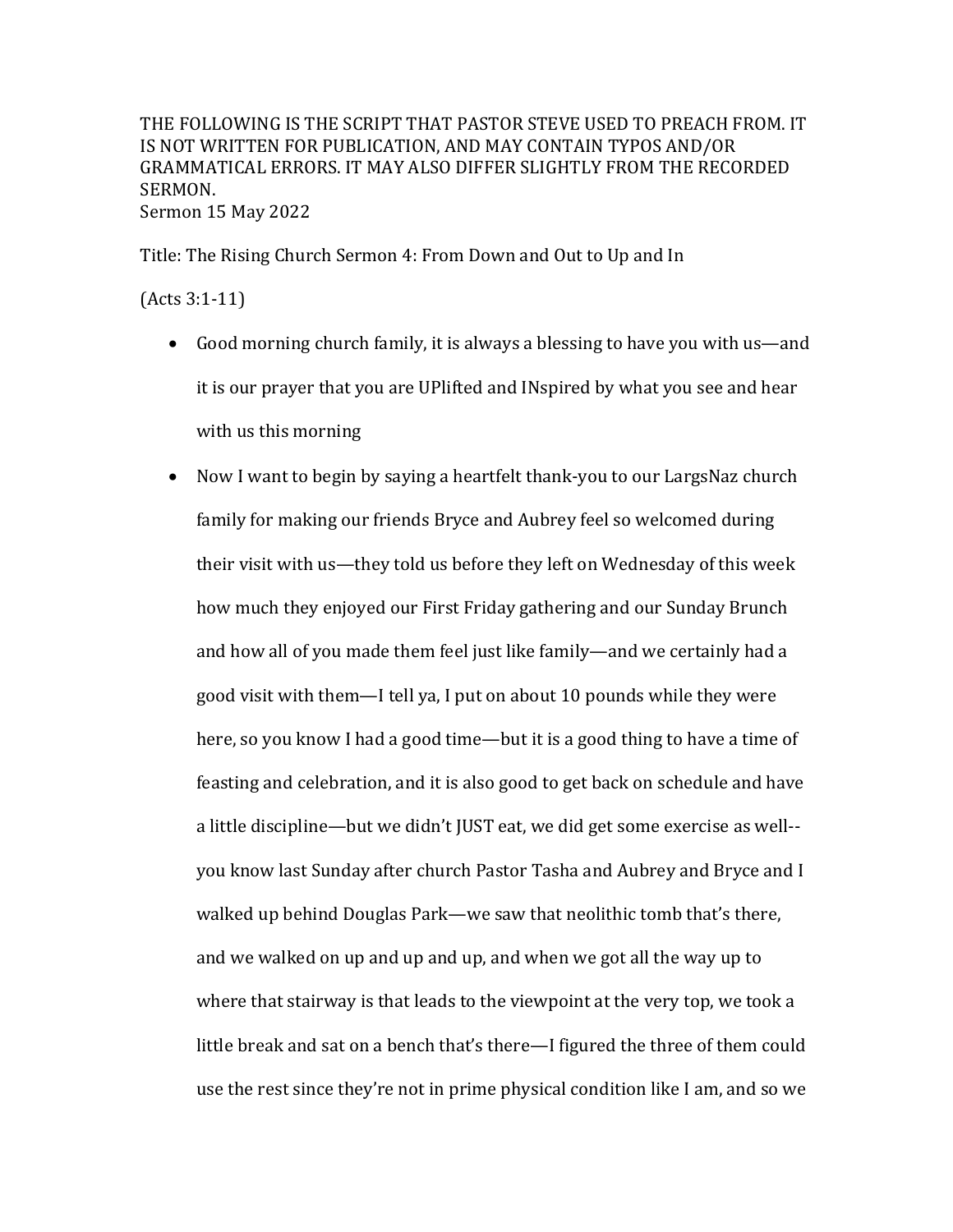THE FOLLOWING IS THE SCRIPT THAT PASTOR STEVE USED TO PREACH FROM. IT IS NOT WRITTEN FOR PUBLICATION, AND MAY CONTAIN TYPOS AND/OR GRAMMATICAL ERRORS. IT MAY ALSO DIFFER SLIGHTLY FROM THE RECORDED SERMON.

Sermon 15 May 2022

Title: The Rising Church Sermon 4: From Down and Out to Up and In

(Acts 3:1-11)

- Good morning church family, it is always a blessing to have you with us—and it is our prayer that you are UPlifted and INspired by what you see and hear with us this morning
- Now I want to begin by saying a heartfelt thank-you to our LargsNaz church family for making our friends Bryce and Aubrey feel so welcomed during their visit with us—they told us before they left on Wednesday of this week how much they enjoyed our First Friday gathering and our Sunday Brunch and how all of you made them feel just like family—and we certainly had a good visit with them—I tell ya, I put on about 10 pounds while they were here, so you know I had a good time—but it is a good thing to have a time of feasting and celebration, and it is also good to get back on schedule and have a little discipline—but we didn't JUST eat, we did get some exercise as well--you know last Sunday after church Pastor Tasha and Aubrey and Bryce and I walked up behind Douglas Park—we saw that neolithic tomb that's there, and we walked on up and up and up, and when we got all the way up to where that stairway is that leads to the viewpoint at the very top, we took a little break and sat on a bench that's there—I figured the three of them could use the rest since they're not in prime physical condition like I am, and so we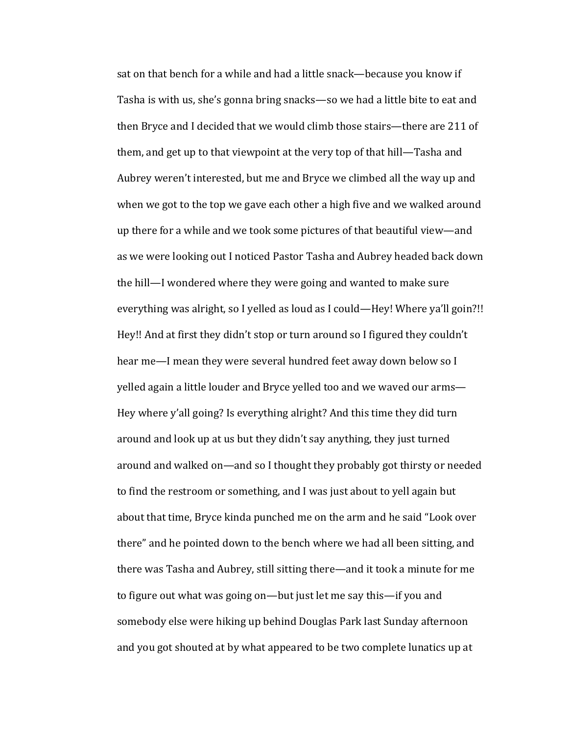sat on that bench for a while and had a little snack—because you know if Tasha is with us, she's gonna bring snacks—so we had a little bite to eat and then Bryce and I decided that we would climb those stairs—there are 211 of them, and get up to that viewpoint at the very top of that hill—Tasha and Aubrey weren't interested, but me and Bryce we climbed all the way up and when we got to the top we gave each other a high five and we walked around up there for a while and we took some pictures of that beautiful view—and as we were looking out I noticed Pastor Tasha and Aubrey headed back down the hill—I wondered where they were going and wanted to make sure everything was alright, so I yelled as loud as I could—Hey! Where ya'll goin?!! Hey!! And at first they didn't stop or turn around so I figured they couldn't hear me—I mean they were several hundred feet away down below so I yelled again a little louder and Bryce yelled too and we waved our arms—Hey where y'all going? Is everything alright? And this time they did turn around and look up at us but they didn't say anything, they just turned around and walked on—and so I thought they probably got thirsty or needed to find the restroom or something, and I was just about to yell again but about that time, Bryce kinda punched me on the arm and he said "Look over there" and he pointed down to the bench where we had all been sitting, and there was Tasha and Aubrey, still sitting there—and it took a minute for me to figure out what was going on—but just let me say this—if you and somebody else were hiking up behind Douglas Park last Sunday afternoon and you got shouted at by what appeared to be two complete lunatics up at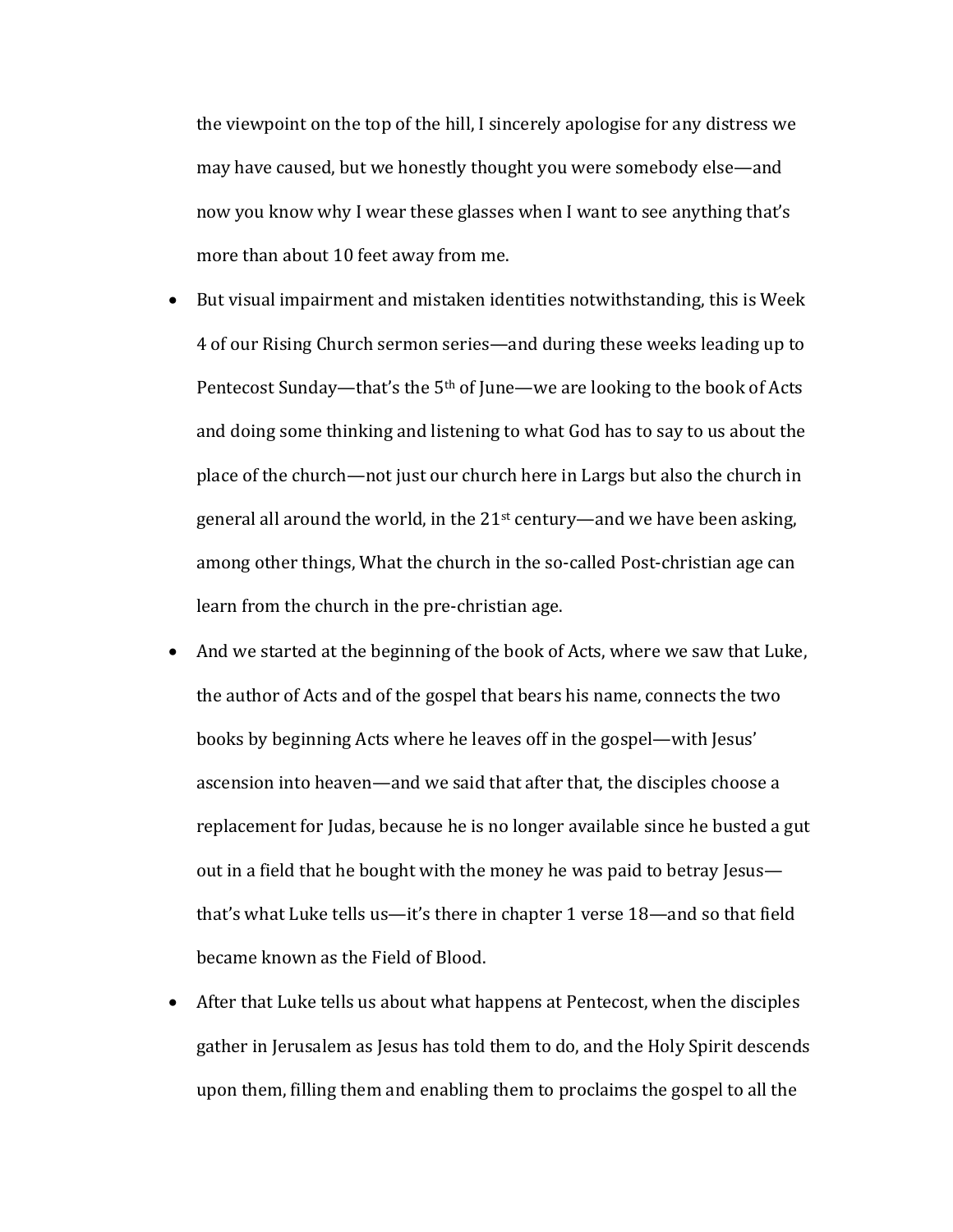the viewpoint on the top of the hill, I sincerely apologise for any distress we may have caused, but we honestly thought you were somebody else—and now you know why I wear these glasses when I want to see anything that's more than about 10 feet away from me.

- But visual impairment and mistaken identities notwithstanding, this is Week 4 of our Rising Church sermon series—and during these weeks leading up to Pentecost Sunday—that's the 5th of June—we are looking to the book of Acts and doing some thinking and listening to what God has to say to us about the place of the church—not just our church here in Largs but also the church in general all around the world, in the 21st century—and we have been asking, among other things, What the church in the so-called Post-christian age can learn from the church in the pre-christian age.
- And we started at the beginning of the book of Acts, where we saw that Luke, the author of Acts and of the gospel that bears his name, connects the two books by beginning Acts where he leaves off in the gospel—with Jesus' ascension into heaven—and we said that after that, the disciples choose a replacement for Judas, because he is no longer available since he busted a gut out in a field that he bought with the money he was paid to betray Jesus—that's what Luke tells us—it's there in chapter 1 verse 18—and so that field became known as the Field of Blood.
- After that Luke tells us about what happens at Pentecost, when the disciples gather in Jerusalem as Jesus has told them to do, and the Holy Spirit descends upon them, filling them and enabling them to proclaims the gospel to all the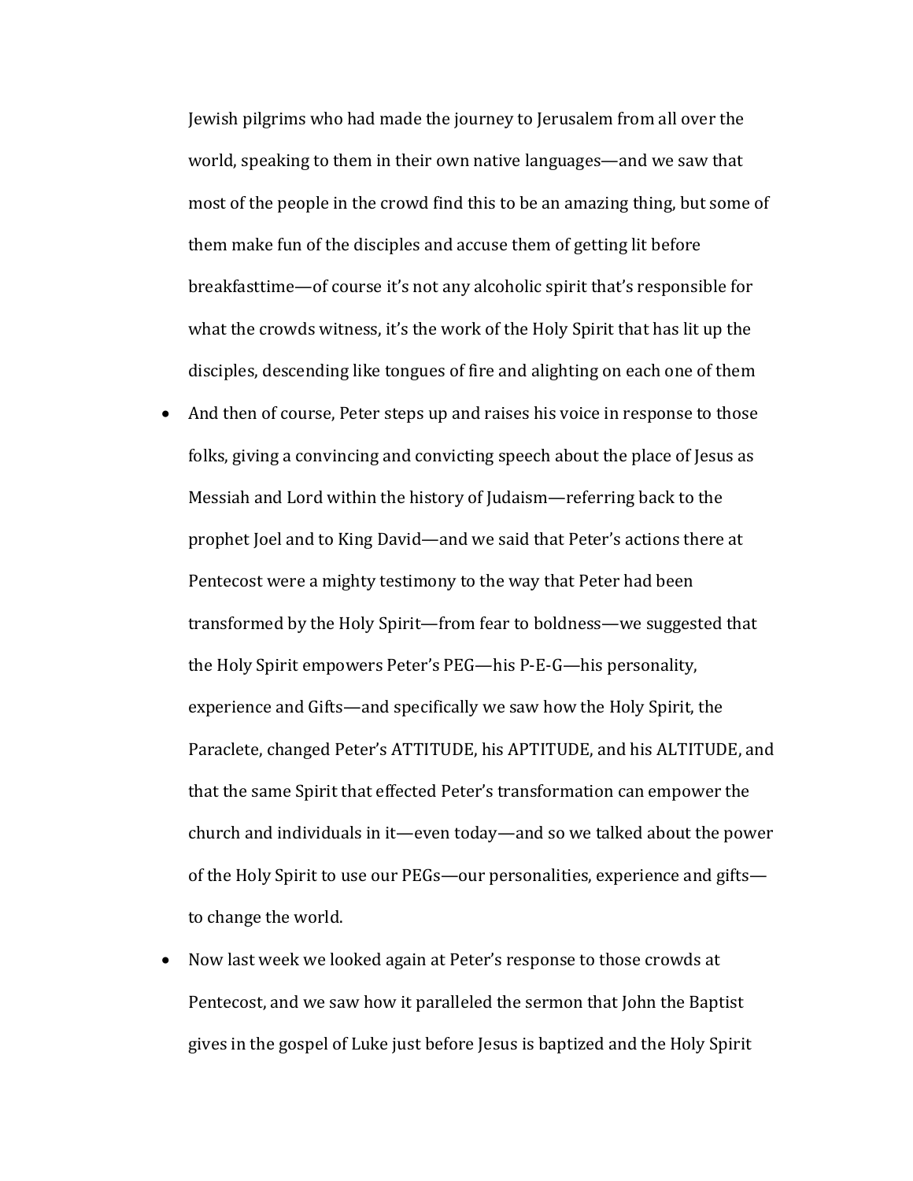Jewish pilgrims who had made the journey to Jerusalem from all over the world, speaking to them in their own native languages—and we saw that most of the people in the crowd find this to be an amazing thing, but some of them make fun of the disciples and accuse them of getting lit before breakfasttime—of course it's not any alcoholic spirit that's responsible for what the crowds witness, it's the work of the Holy Spirit that has lit up the disciples, descending like tongues of fire and alighting on each one of them

- And then of course, Peter steps up and raises his voice in response to those folks, giving a convincing and convicting speech about the place of Jesus as Messiah and Lord within the history of Judaism—referring back to the prophet Joel and to King David—and we said that Peter's actions there at Pentecost were a mighty testimony to the way that Peter had been transformed by the Holy Spirit—from fear to boldness—we suggested that the Holy Spirit empowers Peter's PEG—his P-E-G—his personality, experience and Gifts—and specifically we saw how the Holy Spirit, the Paraclete, changed Peter's ATTITUDE, his APTITUDE, and his ALTITUDE, and that the same Spirit that effected Peter's transformation can empower the church and individuals in it—even today—and so we talked about the power of the Holy Spirit to use our PEGs—our personalities, experience and gifts—to change the world.
- Now last week we looked again at Peter's response to those crowds at Pentecost, and we saw how it paralleled the sermon that John the Baptist gives in the gospel of Luke just before Jesus is baptized and the Holy Spirit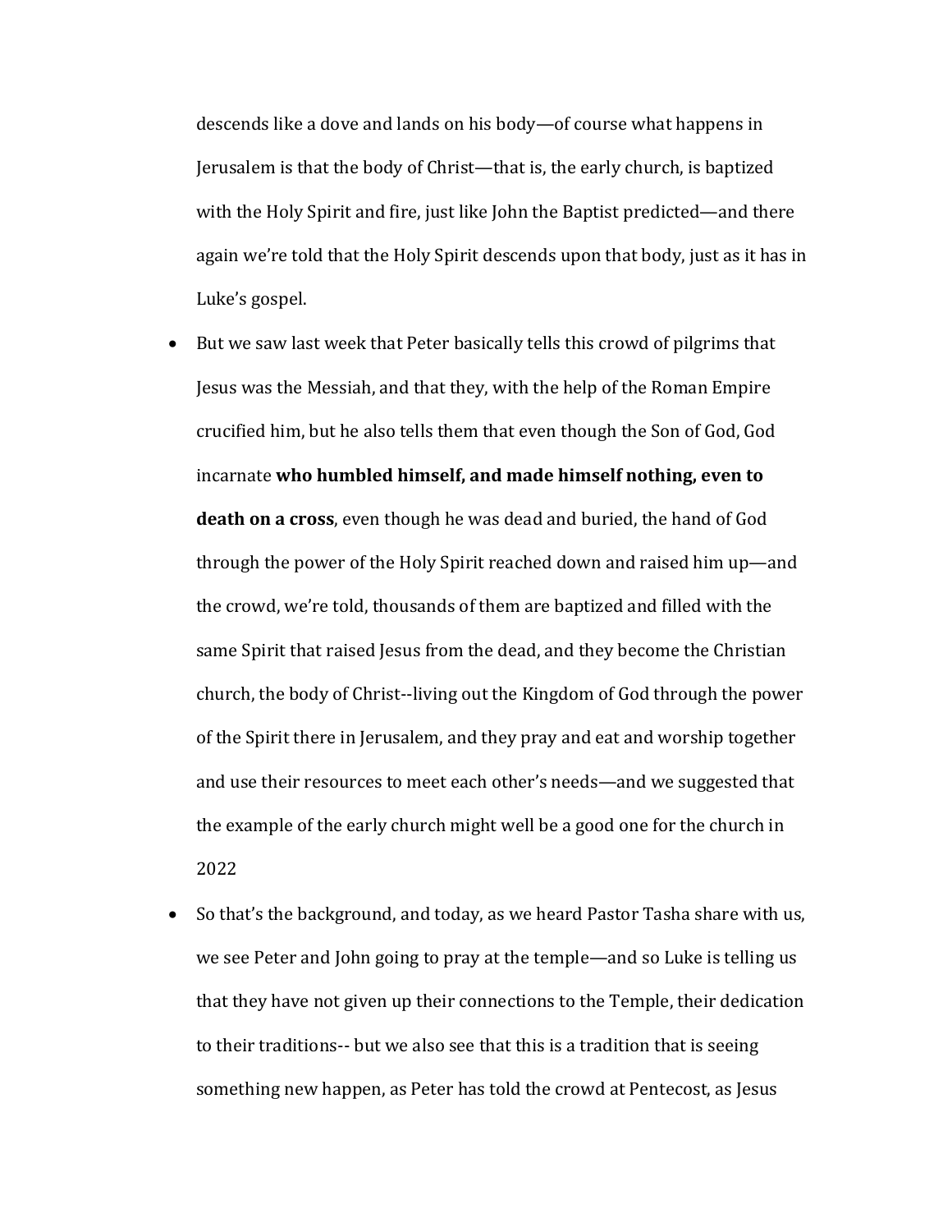descends like a dove and lands on his body—of course what happens in Jerusalem is that the body of Christ—that is, the early church, is baptized with the Holy Spirit and fire, just like John the Baptist predicted—and there again we're told that the Holy Spirit descends upon that body, just as it has in Luke's gospel.

- But we saw last week that Peter basically tells this crowd of pilgrims that Jesus was the Messiah, and that they, with the help of the Roman Empire crucified him, but he also tells them that even though the Son of God, God incarnate **who humbled himself, and made himself nothing, even to death on a cross**, even though he was dead and buried, the hand of God through the power of the Holy Spirit reached down and raised him up—and the crowd, we're told, thousands of them are baptized and filled with the same Spirit that raised Jesus from the dead, and they become the Christian church, the body of Christ--living out the Kingdom of God through the power of the Spirit there in Jerusalem, and they pray and eat and worship together and use their resources to meet each other's needs—and we suggested that the example of the early church might well be a good one for the church in 2022
- So that's the background, and today, as we heard Pastor Tasha share with us, we see Peter and John going to pray at the temple—and so Luke is telling us that they have not given up their connections to the Temple, their dedication to their traditions-- but we also see that this is a tradition that is seeing something new happen, as Peter has told the crowd at Pentecost, as Jesus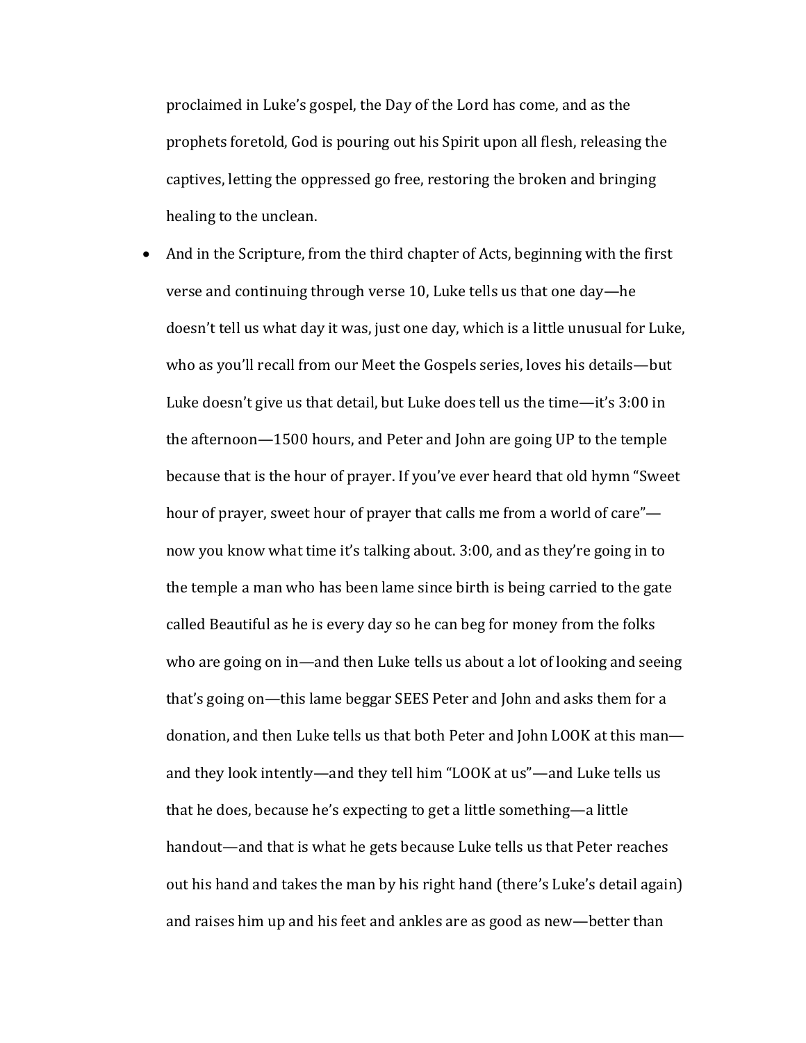proclaimed in Luke's gospel, the Day of the Lord has come, and as the prophets foretold, God is pouring out his Spirit upon all flesh, releasing the captives, letting the oppressed go free, restoring the broken and bringing healing to the unclean.

- And in the Scripture, from the third chapter of Acts, beginning with the first verse and continuing through verse 10, Luke tells us that one day—he doesn't tell us what day it was, just one day, which is a little unusual for Luke, who as you'll recall from our Meet the Gospels series, loves his details—but Luke doesn't give us that detail, but Luke does tell us the time—it's 3:00 in the afternoon—1500 hours, and Peter and John are going UP to the temple because that is the hour of prayer. If you've ever heard that old hymn "Sweet hour of prayer, sweet hour of prayer that calls me from a world of care"—now you know what time it's talking about. 3:00, and as they're going in to the temple a man who has been lame since birth is being carried to the gate called Beautiful as he is every day so he can beg for money from the folks who are going on in—and then Luke tells us about a lot of looking and seeing that's going on—this lame beggar SEES Peter and John and asks them for a donation, and then Luke tells us that both Peter and John LOOK at this man—and they look intently—and they tell him "LOOK at us"—and Luke tells us that he does, because he's expecting to get a little something—a little handout—and that is what he gets because Luke tells us that Peter reaches out his hand and takes the man by his right hand (there's Luke's detail again) and raises him up and his feet and ankles are as good as new—better than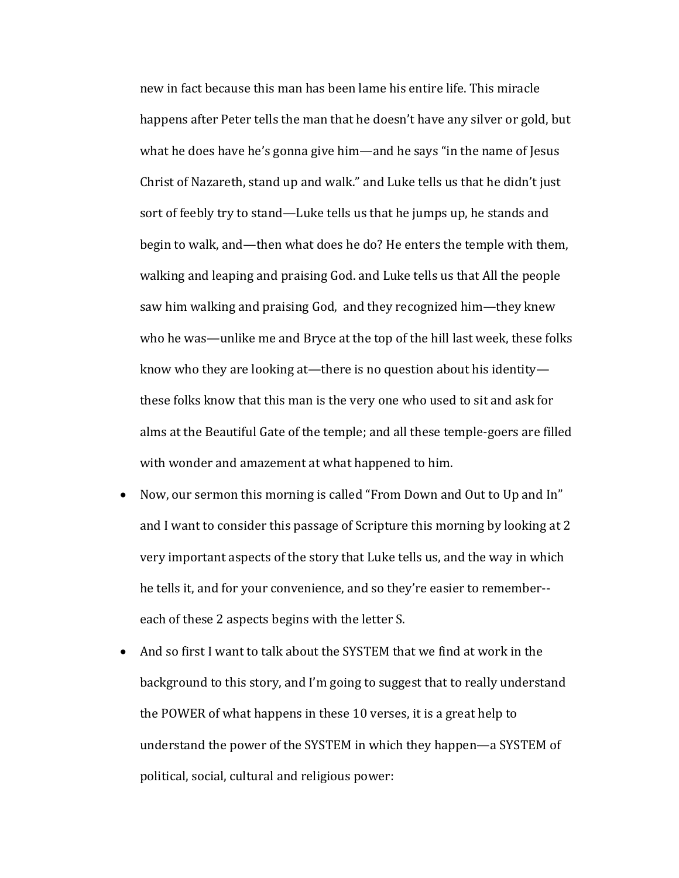new in fact because this man has been lame his entire life. This miracle happens after Peter tells the man that he doesn't have any silver or gold, but what he does have he's gonna give him—and he says "in the name of Jesus Christ of Nazareth, stand up and walk." and Luke tells us that he didn't just sort of feebly try to stand—Luke tells us that he jumps up, he stands and begin to walk, and—then what does he do? He enters the temple with them, walking and leaping and praising God. and Luke tells us that All the people saw him walking and praising God, and they recognized him—they knew who he was—unlike me and Bryce at the top of the hill last week, these folks know who they are looking at—there is no question about his identity—these folks know that this man is the very one who used to sit and ask for alms at the Beautiful Gate of the temple; and all these temple-goers are filled with wonder and amazement at what happened to him.

- Now, our sermon this morning is called "From Down and Out to Up and In" and I want to consider this passage of Scripture this morning by looking at 2 very important aspects of the story that Luke tells us, and the way in which he tells it, and for your convenience, and so they're easier to remember--each of these 2 aspects begins with the letter S.
- And so first I want to talk about the SYSTEM that we find at work in the background to this story, and I'm going to suggest that to really understand the POWER of what happens in these 10 verses, it is a great help to understand the power of the SYSTEM in which they happen—a SYSTEM of political, social, cultural and religious power: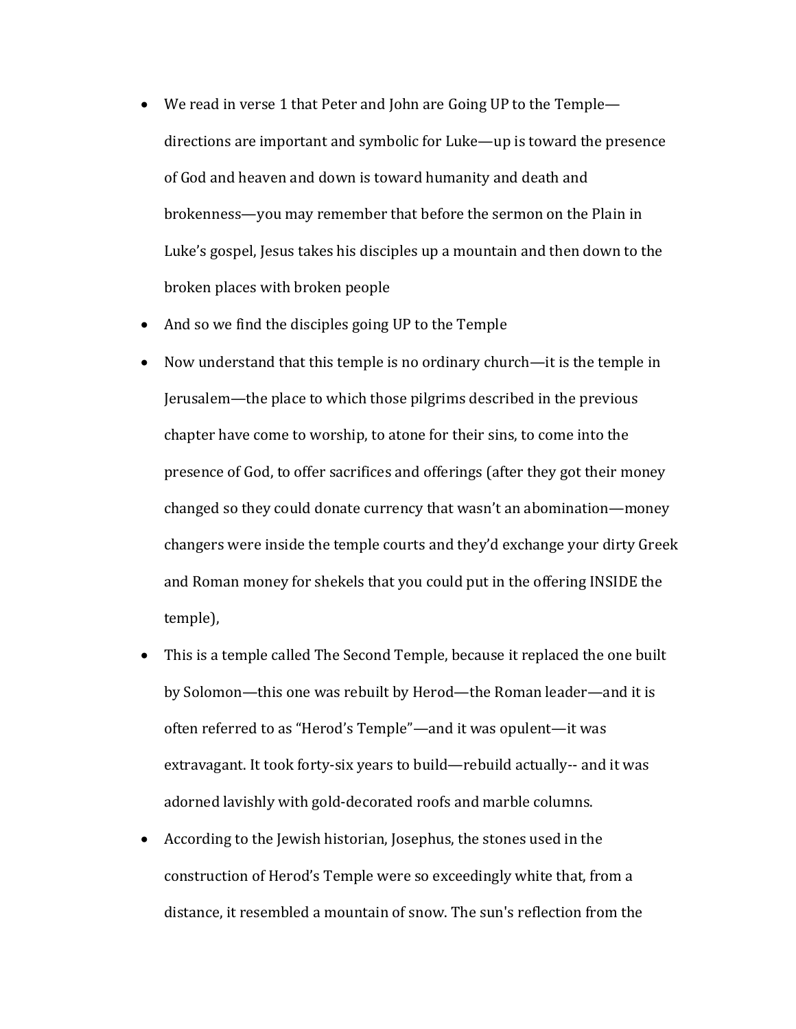- We read in verse 1 that Peter and John are Going UP to the Temple—directions are important and symbolic for Luke—up is toward the presence of God and heaven and down is toward humanity and death and brokenness—you may remember that before the sermon on the Plain in Luke's gospel, Jesus takes his disciples up a mountain and then down to the broken places with broken people
- And so we find the disciples going UP to the Temple
- Now understand that this temple is no ordinary church—it is the temple in Jerusalem—the place to which those pilgrims described in the previous chapter have come to worship, to atone for their sins, to come into the presence of God, to offer sacrifices and offerings (after they got their money changed so they could donate currency that wasn't an abomination—money changers were inside the temple courts and they'd exchange your dirty Greek and Roman money for shekels that you could put in the offering INSIDE the temple),
- This is a temple called The Second Temple, because it replaced the one built by Solomon—this one was rebuilt by Herod—the Roman leader—and it is often referred to as "Herod's Temple"—and it was opulent—it was extravagant. It took forty-six years to build—rebuild actually-- and it was adorned lavishly with gold-decorated roofs and marble columns.
- According to the Jewish historian, Josephus, the stones used in the construction of Herod's Temple were so exceedingly white that, from a distance, it resembled a mountain of snow. The sun's reflection from the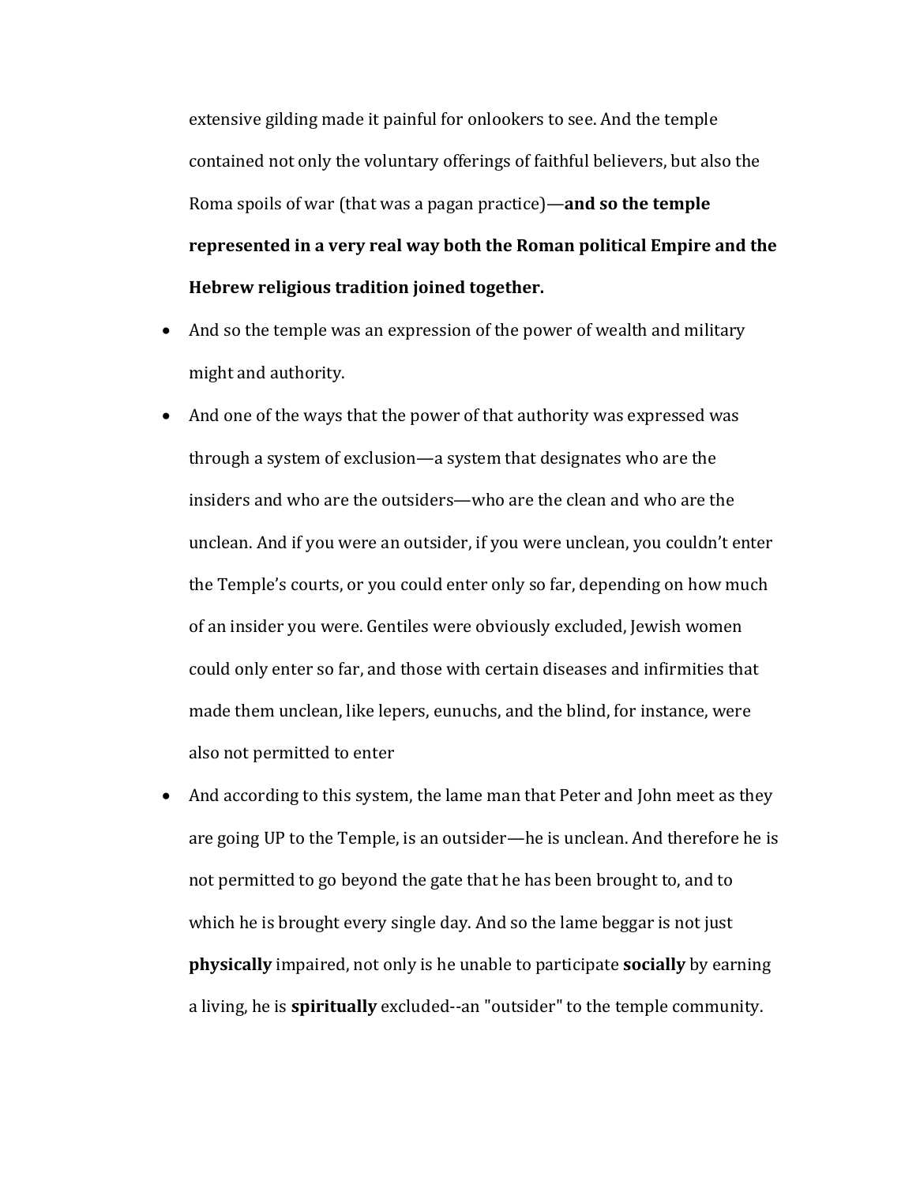extensive gilding made it painful for onlookers to see. And the temple contained not only the voluntary offerings of faithful believers, but also the Roma spoils of war (that was a pagan practice)—**and so the temple represented in a very real way both the Roman political Empire and the Hebrew religious tradition joined together.**

- And so the temple was an expression of the power of wealth and military might and authority.
- And one of the ways that the power of that authority was expressed was through a system of exclusion—a system that designates who are the insiders and who are the outsiders—who are the clean and who are the unclean. And if you were an outsider, if you were unclean, you couldn't enter the Temple's courts, or you could enter only so far, depending on how much of an insider you were. Gentiles were obviously excluded, Jewish women could only enter so far, and those with certain diseases and infirmities that made them unclean, like lepers, eunuchs, and the blind, for instance, were also not permitted to enter
- And according to this system, the lame man that Peter and John meet as they are going UP to the Temple, is an outsider—he is unclean. And therefore he is not permitted to go beyond the gate that he has been brought to, and to which he is brought every single day. And so the lame beggar is not just **physically** impaired, not only is he unable to participate **socially** by earning a living, he is **spiritually** excluded--an "outsider" to the temple community.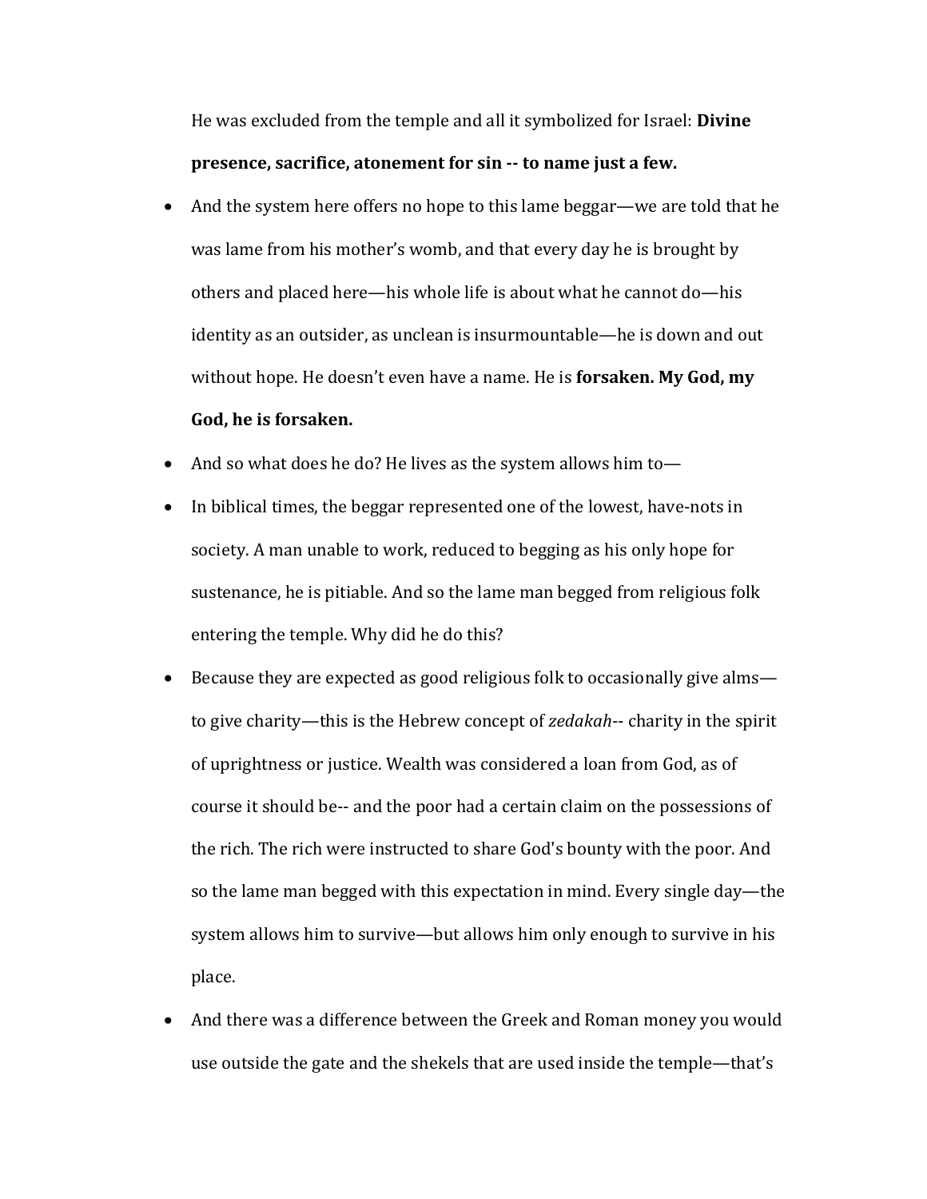He was excluded from the temple and all it symbolized for Israel: **Divine presence, sacrifice, atonement for sin -- to name just a few.**

- And the system here offers no hope to this lame beggar—we are told that he was lame from his mother's womb, and that every day he is brought by others and placed here—his whole life is about what he cannot do—his identity as an outsider, as unclean is insurmountable—he is down and out without hope. He doesn't even have a name. He is **forsaken. My God, my God, he is forsaken.**
- And so what does he do? He lives as the system allows him to—
- In biblical times, the beggar represented one of the lowest, have-nots in society. A man unable to work, reduced to begging as his only hope for sustenance, he is pitiable. And so the lame man begged from religious folk entering the temple. Why did he do this?
- Because they are expected as good religious folk to occasionally give alms—to give charity—this is the Hebrew concept of *zedakah*-- charity in the spirit of uprightness or justice. Wealth was considered a loan from God, as of course it should be-- and the poor had a certain claim on the possessions of the rich. The rich were instructed to share God's bounty with the poor. And so the lame man begged with this expectation in mind. Every single day—the system allows him to survive—but allows him only enough to survive in his place.
- And there was a difference between the Greek and Roman money you would use outside the gate and the shekels that are used inside the temple—that's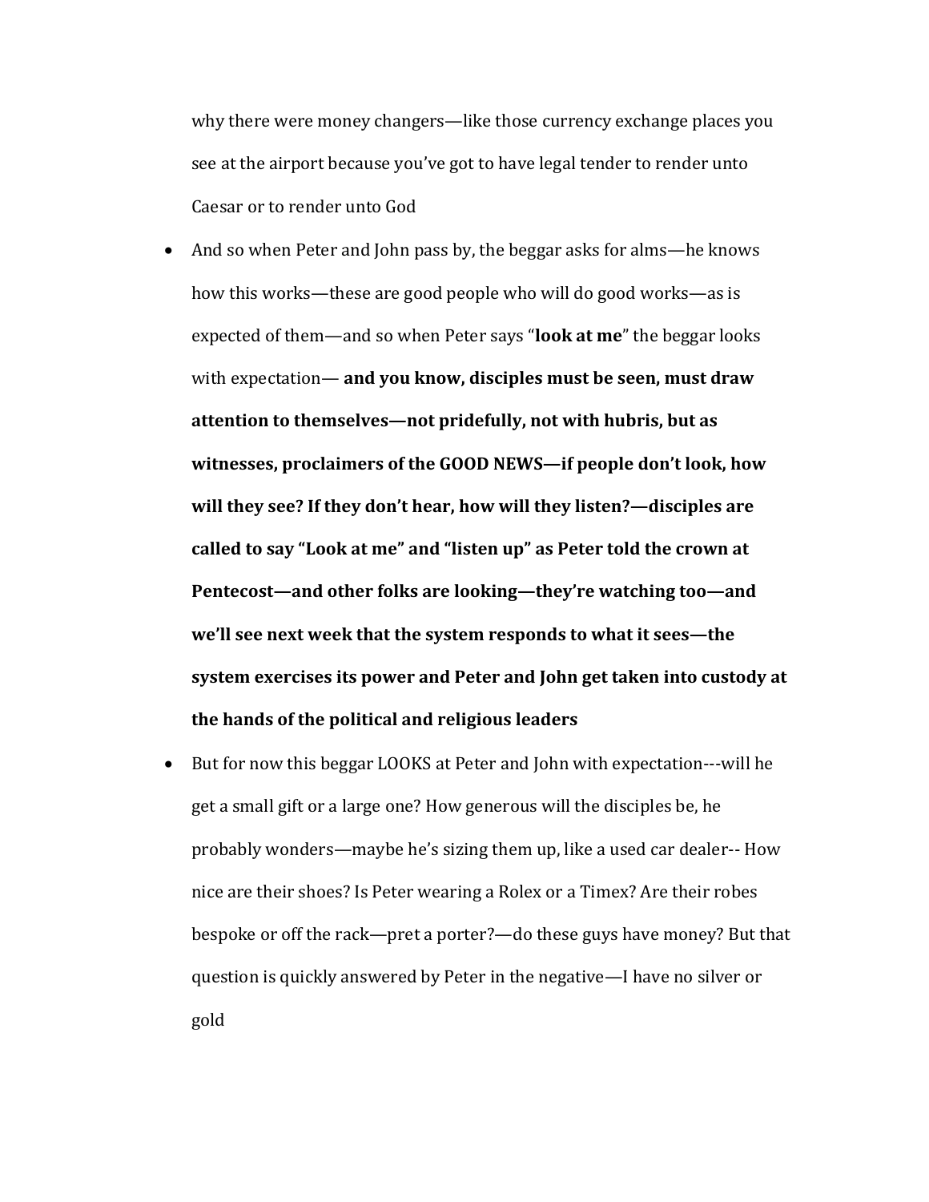why there were money changers—like those currency exchange places you see at the airport because you've got to have legal tender to render unto Caesar or to render unto God

- And so when Peter and John pass by, the beggar asks for alms—he knows how this works—these are good people who will do good works—as is expected of them—and so when Peter says "**look at me**" the beggar looks with expectation— **and you know, disciples must be seen, must draw attention to themselves—not pridefully, not with hubris, but as witnesses, proclaimers of the GOOD NEWS—if people don't look, how will they see? If they don't hear, how will they listen?—disciples are called to say "Look at me" and "listen up" as Peter told the crown at Pentecost—and other folks are looking—they're watching too—and we'll see next week that the system responds to what it sees—the system exercises its power and Peter and John get taken into custody at the hands of the political and religious leaders**
- But for now this beggar LOOKS at Peter and John with expectation---will he get a small gift or a large one? How generous will the disciples be, he probably wonders—maybe he's sizing them up, like a used car dealer-- How nice are their shoes? Is Peter wearing a Rolex or a Timex? Are their robes bespoke or off the rack—pret a porter?—do these guys have money? But that question is quickly answered by Peter in the negative—I have no silver or gold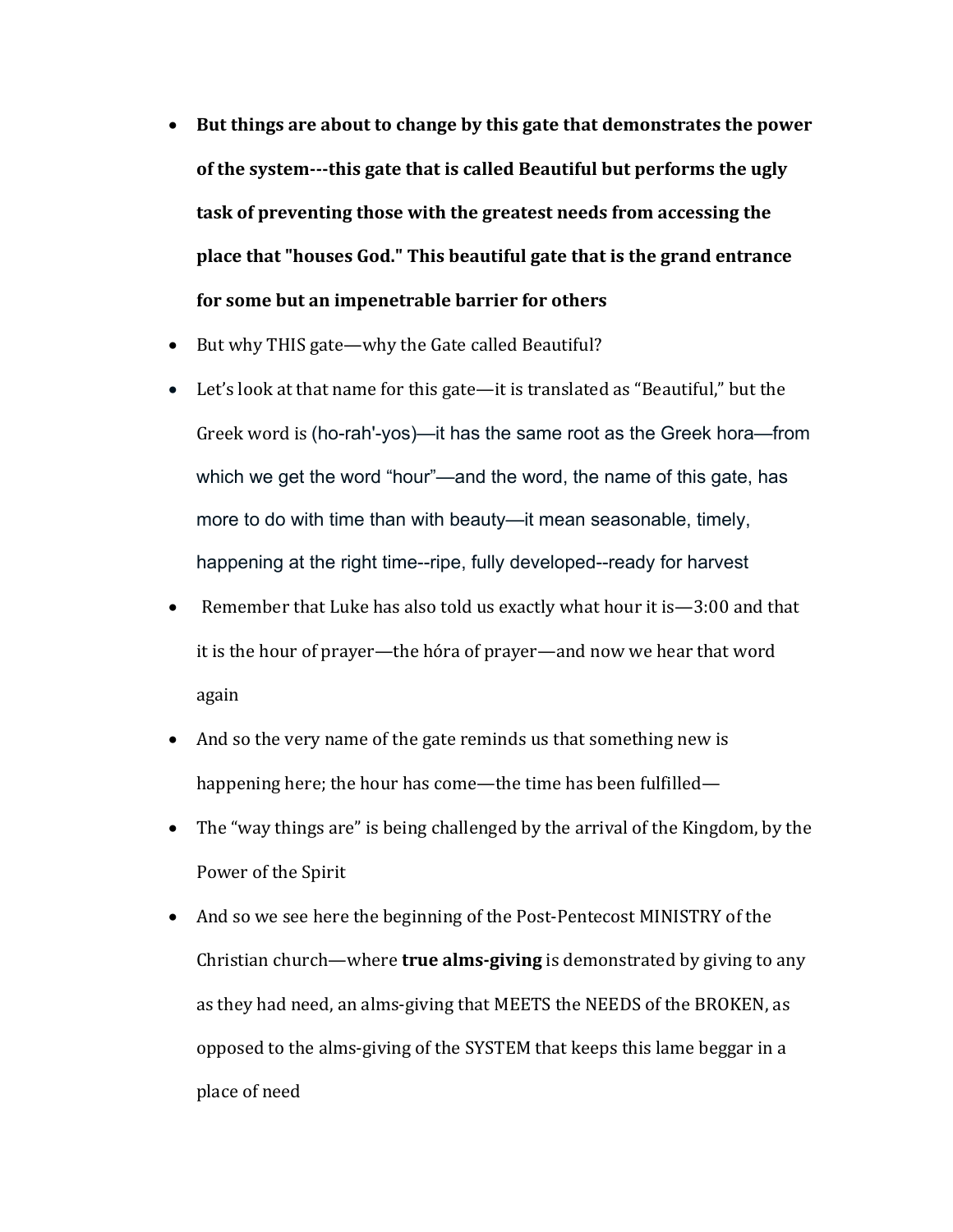- **But things are about to change by this gate that demonstrates the power of the system---this gate that is called Beautiful but performs the ugly task of preventing those with the greatest needs from accessing the place that "houses God." This beautiful gate that is the grand entrance for some but an impenetrable barrier for others**
- But why THIS gate—why the Gate called Beautiful?
- Let's look at that name for this gate—it is translated as "Beautiful," but the Greek word is (ho-rah'-yos)—it has the same root as the Greek hora—from which we get the word "hour"—and the word, the name of this gate, has more to do with time than with beauty—it mean seasonable, timely, happening at the right time--ripe, fully developed--ready for harvest
- Remember that Luke has also told us exactly what hour it is—3:00 and that it is the hour of prayer—the hóra of prayer—and now we hear that word again
- And so the very name of the gate reminds us that something new is happening here; the hour has come—the time has been fulfilled—
- The "way things are" is being challenged by the arrival of the Kingdom, by the Power of the Spirit
- And so we see here the beginning of the Post-Pentecost MINISTRY of the Christian church—where **true alms-giving** is demonstrated by giving to any as they had need, an alms-giving that MEETS the NEEDS of the BROKEN, as opposed to the alms-giving of the SYSTEM that keeps this lame beggar in a place of need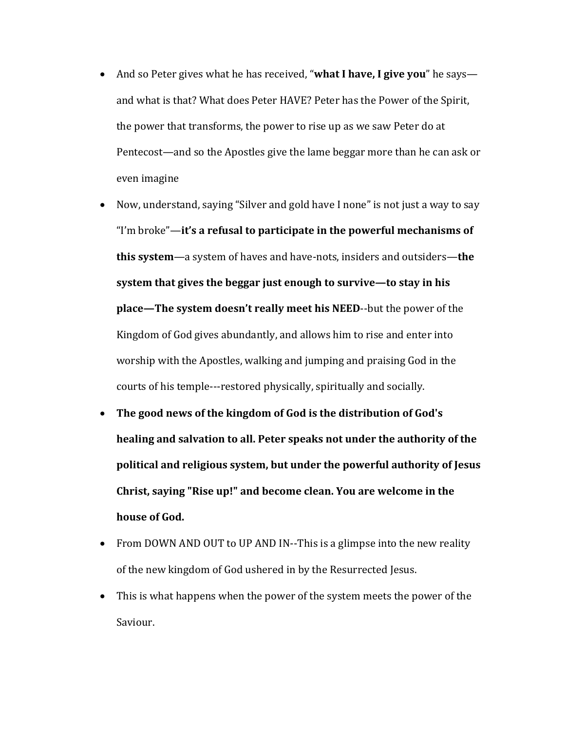- And so Peter gives what he has received, "**what I have, I give you**" he says—and what is that? What does Peter HAVE? Peter has the Power of the Spirit, the power that transforms, the power to rise up as we saw Peter do at Pentecost—and so the Apostles give the lame beggar more than he can ask or even imagine
- Now, understand, saying "Silver and gold have I none" is not just a way to say "I'm broke"—**it's a refusal to participate in the powerful mechanisms of this system**—a system of haves and have-nots, insiders and outsiders—**the system that gives the beggar just enough to survive—to stay in his place—The system doesn't really meet his NEED**--but the power of the Kingdom of God gives abundantly, and allows him to rise and enter into worship with the Apostles, walking and jumping and praising God in the courts of his temple---restored physically, spiritually and socially.
- **The good news of the kingdom of God is the distribution of God's healing and salvation to all. Peter speaks not under the authority of the political and religious system, but under the powerful authority of Jesus Christ, saying "Rise up!" and become clean. You are welcome in the house of God.**
- From DOWN AND OUT to UP AND IN--This is a glimpse into the new reality of the new kingdom of God ushered in by the Resurrected Jesus.
- This is what happens when the power of the system meets the power of the Saviour.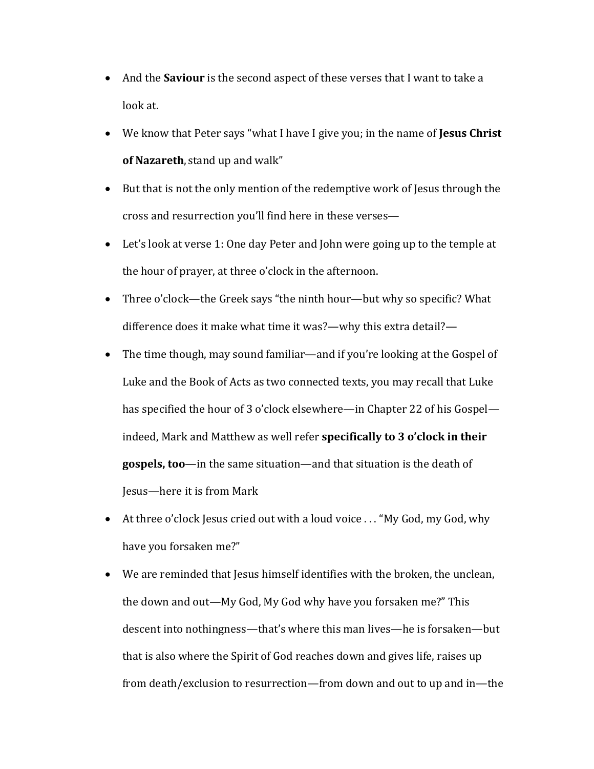- And the **Saviour** is the second aspect of these verses that I want to take a look at.
- We know that Peter says "what I have I give you; in the name of **Jesus Christ of Nazareth**, stand up and walk"
- But that is not the only mention of the redemptive work of Jesus through the cross and resurrection you'll find here in these verses—
- Let's look at verse 1: One day Peter and John were going up to the temple at the hour of prayer, at three o'clock in the afternoon.
- Three o'clock—the Greek says "the ninth hour—but why so specific? What difference does it make what time it was?—why this extra detail?—
- The time though, may sound familiar—and if you're looking at the Gospel of Luke and the Book of Acts as two connected texts, you may recall that Luke has specified the hour of 3 o'clock elsewhere—in Chapter 22 of his Gospel—indeed, Mark and Matthew as well refer **specifically to 3 o'clock in their gospels, too**—in the same situation—and that situation is the death of Jesus—here it is from Mark
- At three o'clock Jesus cried out with a loud voice . . . "My God, my God, why have you forsaken me?"
- We are reminded that Jesus himself identifies with the broken, the unclean, the down and out—My God, My God why have you forsaken me?" This descent into nothingness—that's where this man lives—he is forsaken—but that is also where the Spirit of God reaches down and gives life, raises up from death/exclusion to resurrection—from down and out to up and in—the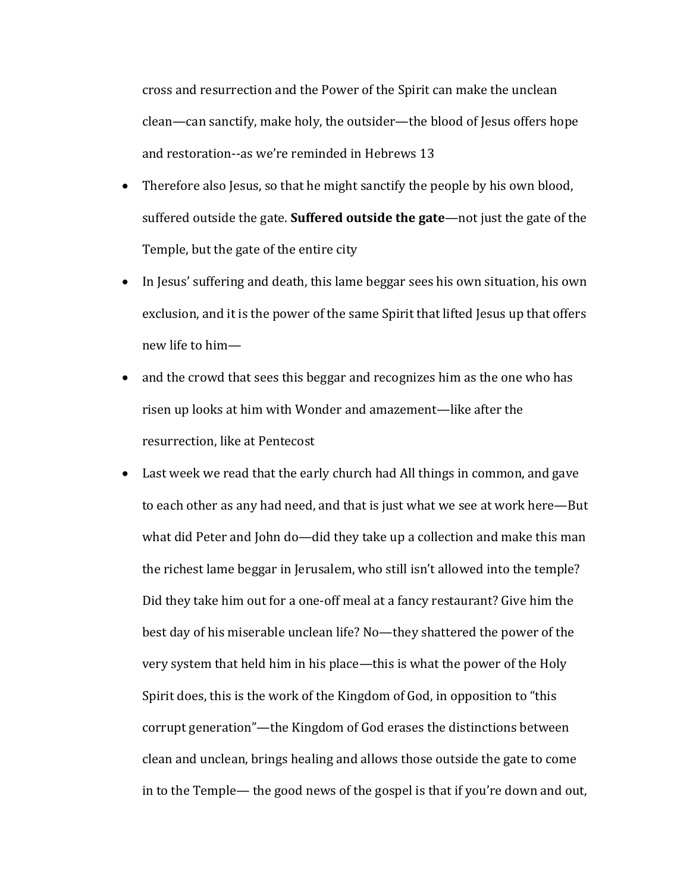cross and resurrection and the Power of the Spirit can make the unclean clean—can sanctify, make holy, the outsider—the blood of Jesus offers hope and restoration--as we're reminded in Hebrews 13

- Therefore also Jesus, so that he might sanctify the people by his own blood, suffered outside the gate. **Suffered outside the gate**—not just the gate of the Temple, but the gate of the entire city
- In Jesus' suffering and death, this lame beggar sees his own situation, his own exclusion, and it is the power of the same Spirit that lifted Jesus up that offers new life to him—
- and the crowd that sees this beggar and recognizes him as the one who has risen up looks at him with Wonder and amazement—like after the resurrection, like at Pentecost
- Last week we read that the early church had All things in common, and gave to each other as any had need, and that is just what we see at work here—But what did Peter and John do—did they take up a collection and make this man the richest lame beggar in Jerusalem, who still isn't allowed into the temple? Did they take him out for a one-off meal at a fancy restaurant? Give him the best day of his miserable unclean life? No—they shattered the power of the very system that held him in his place—this is what the power of the Holy Spirit does, this is the work of the Kingdom of God, in opposition to "this corrupt generation"—the Kingdom of God erases the distinctions between clean and unclean, brings healing and allows those outside the gate to come in to the Temple— the good news of the gospel is that if you're down and out,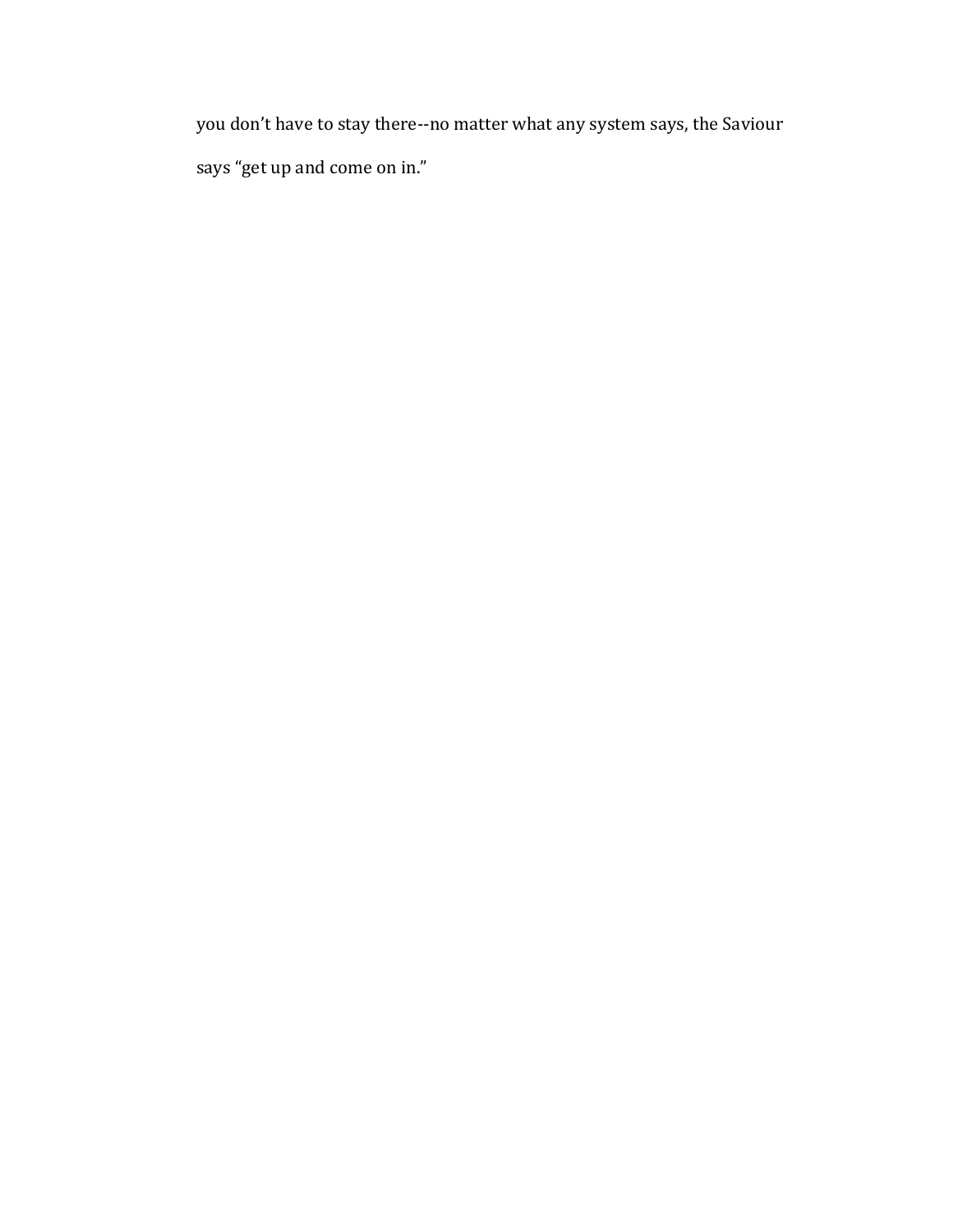you don’t have to stay there--no matter what any system says, the Saviour says “get up and come on in.”